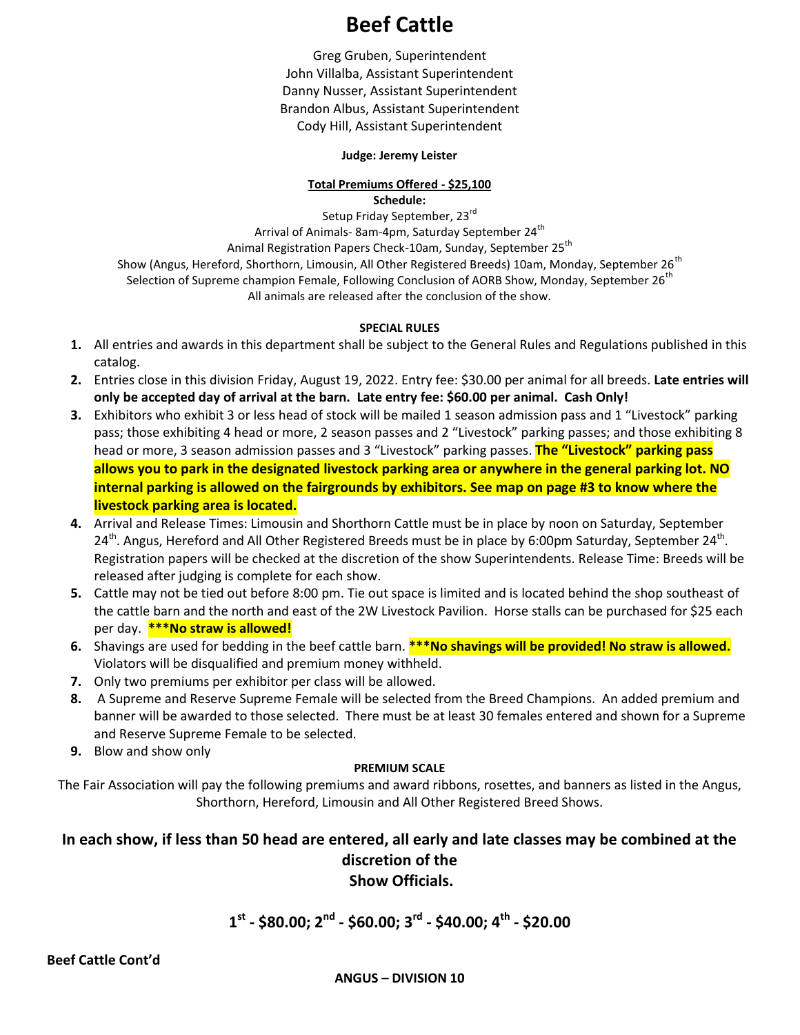# Beef Cattle

Greg Gruben, Superintendent
John Villalba, Assistant Superintendent
Danny Nusser, Assistant Superintendent
Brandon Albus, Assistant Superintendent
Cody Hill, Assistant Superintendent

**Judge: Jeremy Leister**

**Total Premiums Offered - $25,100**

**Schedule:**

Setup Friday September, 23rd
Arrival of Animals- 8am-4pm, Saturday September 24th
Animal Registration Papers Check-10am, Sunday, September 25th
Show (Angus, Hereford, Shorthorn, Limousin, All Other Registered Breeds) 10am, Monday, September 26th
Selection of Supreme champion Female, Following Conclusion of AORB Show, Monday, September 26th
All animals are released after the conclusion of the show.

**SPECIAL RULES**

1. All entries and awards in this department shall be subject to the General Rules and Regulations published in this catalog.
2. Entries close in this division Friday, August 19, 2022. Entry fee: $30.00 per animal for all breeds. **Late entries will only be accepted day of arrival at the barn. Late entry fee: $60.00 per animal. Cash Only!**
3. Exhibitors who exhibit 3 or less head of stock will be mailed 1 season admission pass and 1 "Livestock" parking pass; those exhibiting 4 head or more, 2 season passes and 2 "Livestock" parking passes; and those exhibiting 8 head or more, 3 season admission passes and 3 "Livestock" parking passes. **The "Livestock" parking pass allows you to park in the designated livestock parking area or anywhere in the general parking lot. NO internal parking is allowed on the fairgrounds by exhibitors. See map on page #3 to know where the livestock parking area is located.**
4. Arrival and Release Times: Limousin and Shorthorn Cattle must be in place by noon on Saturday, September 24th. Angus, Hereford and All Other Registered Breeds must be in place by 6:00pm Saturday, September 24th. Registration papers will be checked at the discretion of the show Superintendents. Release Time: Breeds will be released after judging is complete for each show.
5. Cattle may not be tied out before 8:00 pm. Tie out space is limited and is located behind the shop southeast of the cattle barn and the north and east of the 2W Livestock Pavilion. Horse stalls can be purchased for $25 each per day. **\*\*\*No straw is allowed!**
6. Shavings are used for bedding in the beef cattle barn. **\*\*\*No shavings will be provided! No straw is allowed.** Violators will be disqualified and premium money withheld.
7. Only two premiums per exhibitor per class will be allowed.
8. A Supreme and Reserve Supreme Female will be selected from the Breed Champions. An added premium and banner will be awarded to those selected. There must be at least 30 females entered and shown for a Supreme and Reserve Supreme Female to be selected.
9. Blow and show only

**PREMIUM SCALE**

The Fair Association will pay the following premiums and award ribbons, rosettes, and banners as listed in the Angus, Shorthorn, Hereford, Limousin and All Other Registered Breed Shows.

**In each show, if less than 50 head are entered, all early and late classes may be combined at the discretion of the Show Officials.**

**1st - $80.00; 2nd - $60.00; 3rd - $40.00; 4th - $20.00**

**Beef Cattle Cont'd**

**ANGUS – DIVISION 10**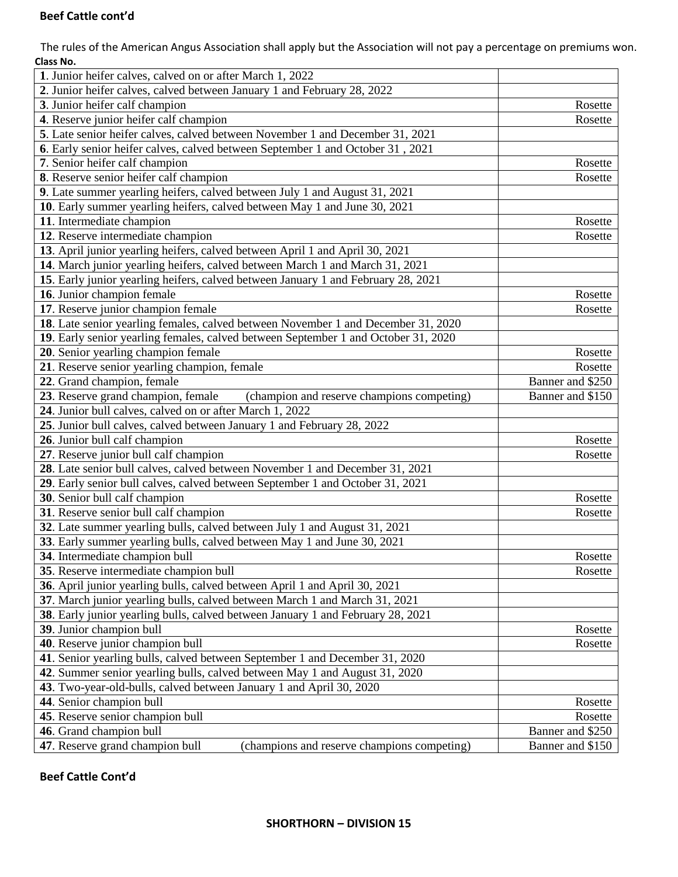**Beef Cattle cont'd**

The rules of the American Angus Association shall apply but the Association will not pay a percentage on premiums won.

**Class No.**

| | |
|---|---|
| **1**. Junior heifer calves, calved on or after March 1, 2022 | |
| **2**. Junior heifer calves, calved between January 1 and February 28, 2022 | |
| **3**. Junior heifer calf champion | Rosette |
| **4**. Reserve junior heifer calf champion | Rosette |
| **5**. Late senior heifer calves, calved between November 1 and December 31, 2021 | |
| **6**. Early senior heifer calves, calved between September 1 and October 31 , 2021 | |
| **7**. Senior heifer calf champion | Rosette |
| **8**. Reserve senior heifer calf champion | Rosette |
| **9**. Late summer yearling heifers, calved between July 1 and August 31, 2021 | |
| **10**. Early summer yearling heifers, calved between May 1 and June 30, 2021 | |
| **11**. Intermediate champion | Rosette |
| **12**. Reserve intermediate champion | Rosette |
| **13**. April junior yearling heifers, calved between April 1 and April 30, 2021 | |
| **14**. March junior yearling heifers, calved between March 1 and March 31, 2021 | |
| **15**. Early junior yearling heifers, calved between January 1 and February 28, 2021 | |
| **16**. Junior champion female | Rosette |
| **17**. Reserve junior champion female | Rosette |
| **18**. Late senior yearling females, calved between November 1 and December 31, 2020 | |
| **19**. Early senior yearling females, calved between September 1 and October 31, 2020 | |
| **20**. Senior yearling champion female | Rosette |
| **21**. Reserve senior yearling champion, female | Rosette |
| **22**. Grand champion, female | Banner and $250 |
| **23**. Reserve grand champion, female (champion and reserve champions competing) | Banner and $150 |
| **24**. Junior bull calves, calved on or after March 1, 2022 | |
| **25**. Junior bull calves, calved between January 1 and February 28, 2022 | |
| **26**. Junior bull calf champion | Rosette |
| **27**. Reserve junior bull calf champion | Rosette |
| **28**. Late senior bull calves, calved between November 1 and December 31, 2021 | |
| **29**. Early senior bull calves, calved between September 1 and October 31, 2021 | |
| **30**. Senior bull calf champion | Rosette |
| **31**. Reserve senior bull calf champion | Rosette |
| **32**. Late summer yearling bulls, calved between July 1 and August 31, 2021 | |
| **33**. Early summer yearling bulls, calved between May 1 and June 30, 2021 | |
| **34**. Intermediate champion bull | Rosette |
| **35**. Reserve intermediate champion bull | Rosette |
| **36**. April junior yearling bulls, calved between April 1 and April 30, 2021 | |
| **37**. March junior yearling bulls, calved between March 1 and March 31, 2021 | |
| **38**. Early junior yearling bulls, calved between January 1 and February 28, 2021 | |
| **39**. Junior champion bull | Rosette |
| **40**. Reserve junior champion bull | Rosette |
| **41**. Senior yearling bulls, calved between September 1 and December 31, 2020 | |
| **42**. Summer senior yearling bulls, calved between May 1 and August 31, 2020 | |
| **43**. Two-year-old-bulls, calved between January 1 and April 30, 2020 | |
| **44**. Senior champion bull | Rosette |
| **45**. Reserve senior champion bull | Rosette |
| **46**. Grand champion bull | Banner and $250 |
| **47**. Reserve grand champion bull (champions and reserve champions competing) | Banner and $150 |

**Beef Cattle Cont'd**

**SHORTHORN – DIVISION 15**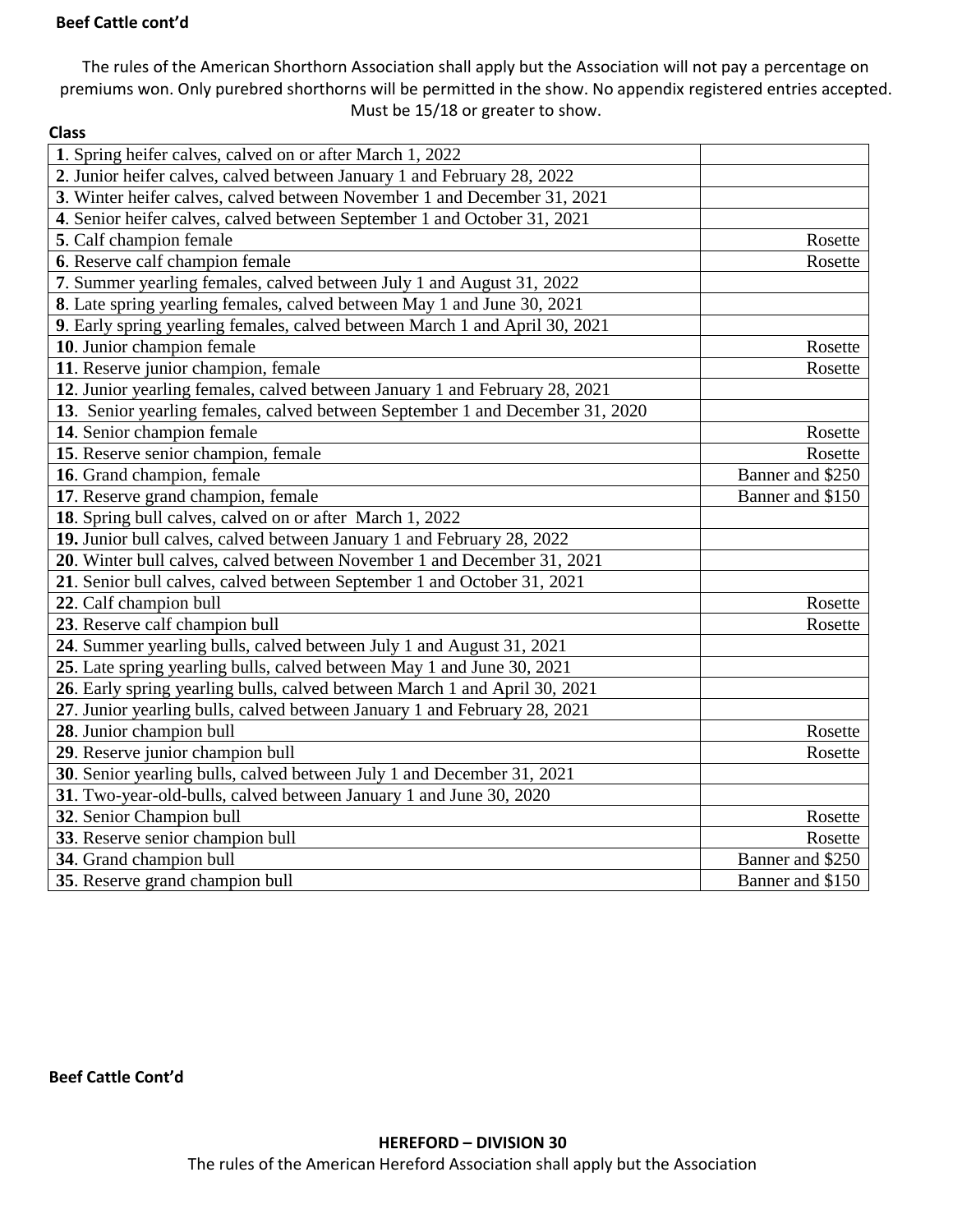**Beef Cattle cont'd**

The rules of the American Shorthorn Association shall apply but the Association will not pay a percentage on premiums won. Only purebred shorthorns will be permitted in the show. No appendix registered entries accepted. Must be 15/18 or greater to show.

**Class**

| | |
|---|---|
| **1**. Spring heifer calves, calved on or after March 1, 2022 | |
| **2**. Junior heifer calves, calved between January 1 and February 28, 2022 | |
| **3**. Winter heifer calves, calved between November 1 and December 31, 2021 | |
| **4**. Senior heifer calves, calved between September 1 and October 31, 2021 | |
| **5**. Calf champion female | Rosette |
| **6**. Reserve calf champion female | Rosette |
| **7**. Summer yearling females, calved between July 1 and August 31, 2022 | |
| **8**. Late spring yearling females, calved between May 1 and June 30, 2021 | |
| **9**. Early spring yearling females, calved between March 1 and April 30, 2021 | |
| **10**. Junior champion female | Rosette |
| **11**. Reserve junior champion, female | Rosette |
| **12**. Junior yearling females, calved between January 1 and February 28, 2021 | |
| **13**. Senior yearling females, calved between September 1 and December 31, 2020 | |
| **14**. Senior champion female | Rosette |
| **15**. Reserve senior champion, female | Rosette |
| **16**. Grand champion, female | Banner and $250 |
| **17**. Reserve grand champion, female | Banner and $150 |
| **18**. Spring bull calves, calved on or after March 1, 2022 | |
| **19.** Junior bull calves, calved between January 1 and February 28, 2022 | |
| **20**. Winter bull calves, calved between November 1 and December 31, 2021 | |
| **21**. Senior bull calves, calved between September 1 and October 31, 2021 | |
| **22**. Calf champion bull | Rosette |
| **23**. Reserve calf champion bull | Rosette |
| **24**. Summer yearling bulls, calved between July 1 and August 31, 2021 | |
| **25**. Late spring yearling bulls, calved between May 1 and June 30, 2021 | |
| **26**. Early spring yearling bulls, calved between March 1 and April 30, 2021 | |
| **27**. Junior yearling bulls, calved between January 1 and February 28, 2021 | |
| **28**. Junior champion bull | Rosette |
| **29**. Reserve junior champion bull | Rosette |
| **30**. Senior yearling bulls, calved between July 1 and December 31, 2021 | |
| **31**. Two-year-old-bulls, calved between January 1 and June 30, 2020 | |
| **32**. Senior Champion bull | Rosette |
| **33**. Reserve senior champion bull | Rosette |
| **34**. Grand champion bull | Banner and $250 |
| **35**. Reserve grand champion bull | Banner and $150 |

**Beef Cattle Cont'd**

**HEREFORD – DIVISION 30**

The rules of the American Hereford Association shall apply but the Association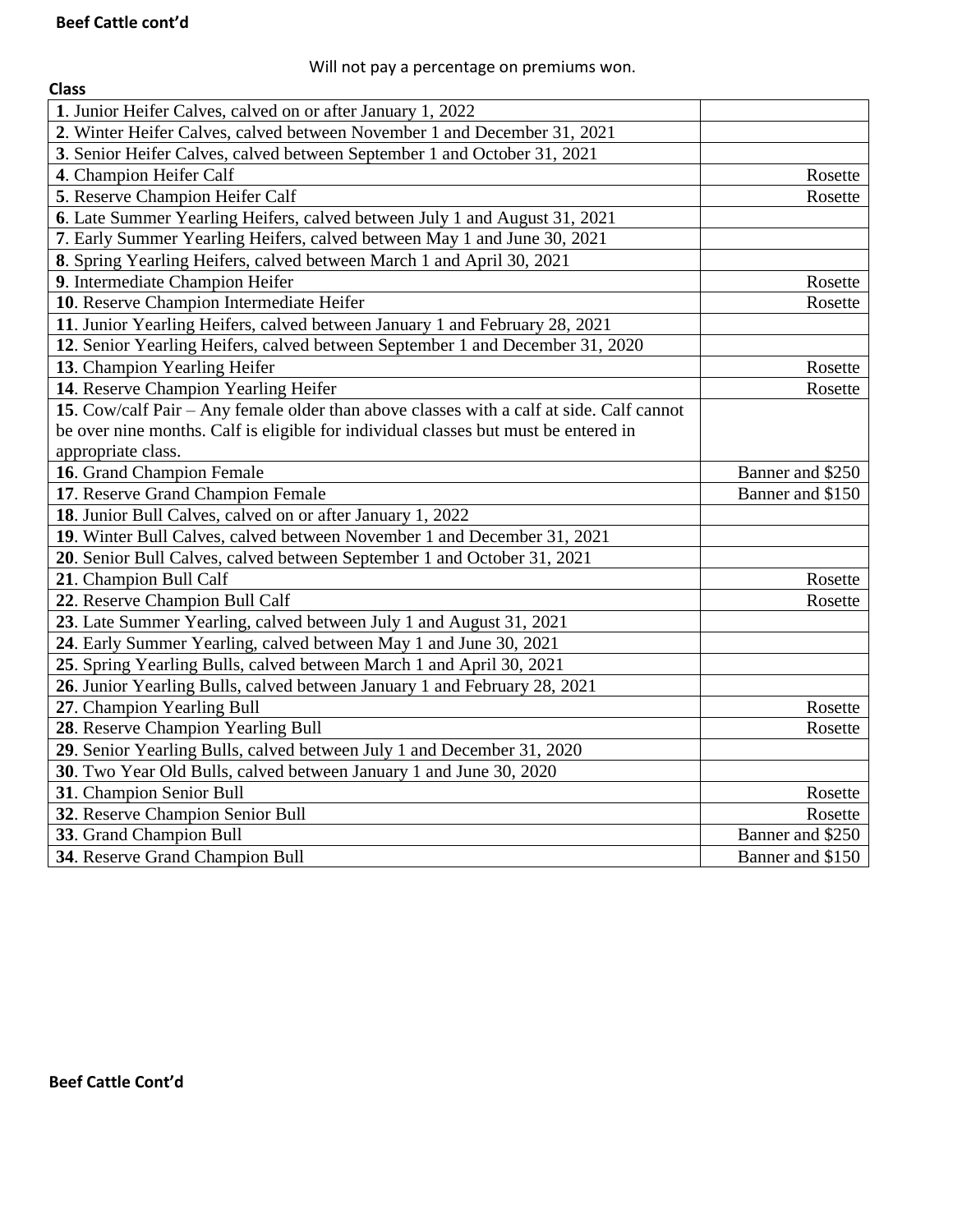**Beef Cattle cont'd**

Will not pay a percentage on premiums won.

**Class**

| | |
|---|---|
| **1**. Junior Heifer Calves, calved on or after January 1, 2022 | |
| **2**. Winter Heifer Calves, calved between November 1 and December 31, 2021 | |
| **3**. Senior Heifer Calves, calved between September 1 and October 31, 2021 | |
| **4**. Champion Heifer Calf | Rosette |
| **5**. Reserve Champion Heifer Calf | Rosette |
| **6**. Late Summer Yearling Heifers, calved between July 1 and August 31, 2021 | |
| **7**. Early Summer Yearling Heifers, calved between May 1 and June 30, 2021 | |
| **8**. Spring Yearling Heifers, calved between March 1 and April 30, 2021 | |
| **9**. Intermediate Champion Heifer | Rosette |
| **10**. Reserve Champion Intermediate Heifer | Rosette |
| **11**. Junior Yearling Heifers, calved between January 1 and February 28, 2021 | |
| **12**. Senior Yearling Heifers, calved between September 1 and December 31, 2020 | |
| **13**. Champion Yearling Heifer | Rosette |
| **14**. Reserve Champion Yearling Heifer | Rosette |
| **15**. Cow/calf Pair – Any female older than above classes with a calf at side. Calf cannot be over nine months. Calf is eligible for individual classes but must be entered in appropriate class. | |
| **16**. Grand Champion Female | Banner and $250 |
| **17**. Reserve Grand Champion Female | Banner and $150 |
| **18**. Junior Bull Calves, calved on or after January 1, 2022 | |
| **19**. Winter Bull Calves, calved between November 1 and December 31, 2021 | |
| **20**. Senior Bull Calves, calved between September 1 and October 31, 2021 | |
| **21**. Champion Bull Calf | Rosette |
| **22**. Reserve Champion Bull Calf | Rosette |
| **23**. Late Summer Yearling, calved between July 1 and August 31, 2021 | |
| **24**. Early Summer Yearling, calved between May 1 and June 30, 2021 | |
| **25**. Spring Yearling Bulls, calved between March 1 and April 30, 2021 | |
| **26**. Junior Yearling Bulls, calved between January 1 and February 28, 2021 | |
| **27**. Champion Yearling Bull | Rosette |
| **28**. Reserve Champion Yearling Bull | Rosette |
| **29**. Senior Yearling Bulls, calved between July 1 and December 31, 2020 | |
| **30**. Two Year Old Bulls, calved between January 1 and June 30, 2020 | |
| **31**. Champion Senior Bull | Rosette |
| **32**. Reserve Champion Senior Bull | Rosette |
| **33**. Grand Champion Bull | Banner and $250 |
| **34**. Reserve Grand Champion Bull | Banner and $150 |

**Beef Cattle Cont'd**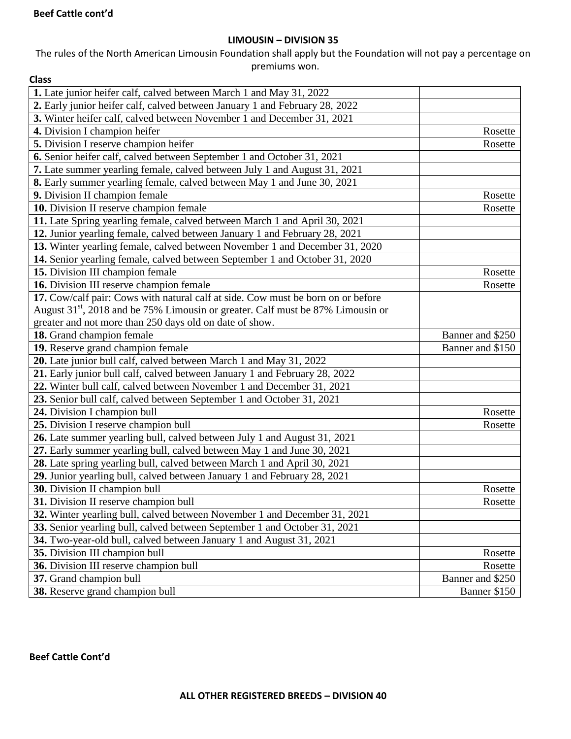**Beef Cattle cont'd**

## LIMOUSIN – DIVISION 35

The rules of the North American Limousin Foundation shall apply but the Foundation will not pay a percentage on premiums won.

**Class**

| | |
|---|---|
| **1.** Late junior heifer calf, calved between March 1 and May 31, 2022 | |
| **2.** Early junior heifer calf, calved between January 1 and February 28, 2022 | |
| **3.** Winter heifer calf, calved between November 1 and December 31, 2021 | |
| **4.** Division I champion heifer | Rosette |
| **5.** Division I reserve champion heifer | Rosette |
| **6.** Senior heifer calf, calved between September 1 and October 31, 2021 | |
| **7.** Late summer yearling female, calved between July 1 and August 31, 2021 | |
| **8.** Early summer yearling female, calved between May 1 and June 30, 2021 | |
| **9.** Division II champion female | Rosette |
| **10.** Division II reserve champion female | Rosette |
| **11.** Late Spring yearling female, calved between March 1 and April 30, 2021 | |
| **12.** Junior yearling female, calved between January 1 and February 28, 2021 | |
| **13.** Winter yearling female, calved between November 1 and December 31, 2020 | |
| **14.** Senior yearling female, calved between September 1 and October 31, 2020 | |
| **15.** Division III champion female | Rosette |
| **16.** Division III reserve champion female | Rosette |
| **17.** Cow/calf pair: Cows with natural calf at side. Cow must be born on or before August 31st, 2018 and be 75% Limousin or greater. Calf must be 87% Limousin or greater and not more than 250 days old on date of show. | |
| **18.** Grand champion female | Banner and $250 |
| **19.** Reserve grand champion female | Banner and $150 |
| **20.** Late junior bull calf, calved between March 1 and May 31, 2022 | |
| **21.** Early junior bull calf, calved between January 1 and February 28, 2022 | |
| **22.** Winter bull calf, calved between November 1 and December 31, 2021 | |
| **23.** Senior bull calf, calved between September 1 and October 31, 2021 | |
| **24.** Division I champion bull | Rosette |
| **25.** Division I reserve champion bull | Rosette |
| **26.** Late summer yearling bull, calved between July 1 and August 31, 2021 | |
| **27.** Early summer yearling bull, calved between May 1 and June 30, 2021 | |
| **28.** Late spring yearling bull, calved between March 1 and April 30, 2021 | |
| **29.** Junior yearling bull, calved between January 1 and February 28, 2021 | |
| **30.** Division II champion bull | Rosette |
| **31.** Division II reserve champion bull | Rosette |
| **32.** Winter yearling bull, calved between November 1 and December 31, 2021 | |
| **33.** Senior yearling bull, calved between September 1 and October 31, 2021 | |
| **34.** Two-year-old bull, calved between January 1 and August 31, 2021 | |
| **35.** Division III champion bull | Rosette |
| **36.** Division III reserve champion bull | Rosette |
| **37.** Grand champion bull | Banner and $250 |
| **38.** Reserve grand champion bull | Banner $150 |

**Beef Cattle Cont'd**

## ALL OTHER REGISTERED BREEDS – DIVISION 40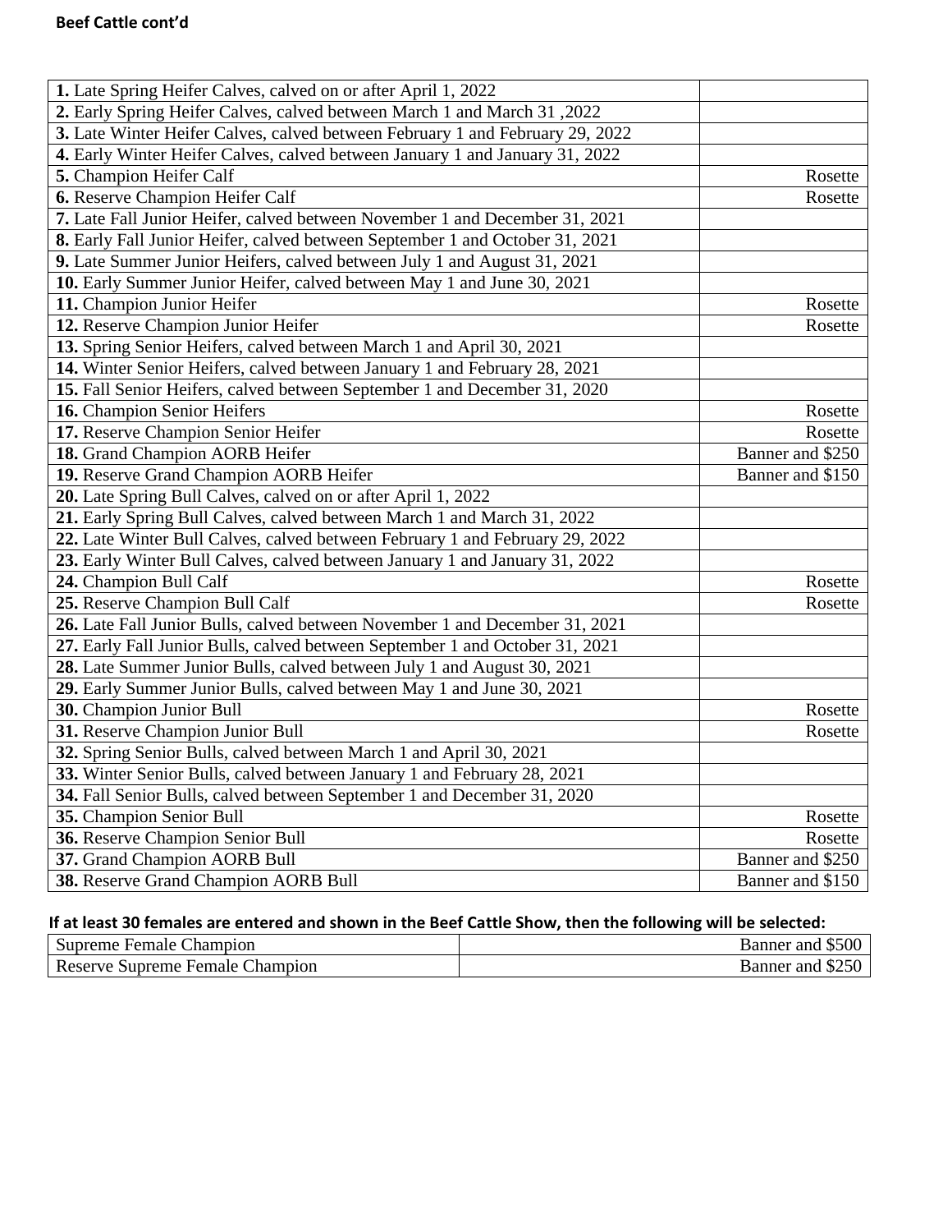**Beef Cattle cont'd**

| | |
|---|---|
| **1.** Late Spring Heifer Calves, calved on or after April 1, 2022 | |
| **2.** Early Spring Heifer Calves, calved between March 1 and March 31 ,2022 | |
| **3.** Late Winter Heifer Calves, calved between February 1 and February 29, 2022 | |
| **4.** Early Winter Heifer Calves, calved between January 1 and January 31, 2022 | |
| **5.** Champion Heifer Calf | Rosette |
| **6.** Reserve Champion Heifer Calf | Rosette |
| **7.** Late Fall Junior Heifer, calved between November 1 and December 31, 2021 | |
| **8.** Early Fall Junior Heifer, calved between September 1 and October 31, 2021 | |
| **9.** Late Summer Junior Heifers, calved between July 1 and August 31, 2021 | |
| **10.** Early Summer Junior Heifer, calved between May 1 and June 30, 2021 | |
| **11.** Champion Junior Heifer | Rosette |
| **12.** Reserve Champion Junior Heifer | Rosette |
| **13.** Spring Senior Heifers, calved between March 1 and April 30, 2021 | |
| **14.** Winter Senior Heifers, calved between January 1 and February 28, 2021 | |
| **15.** Fall Senior Heifers, calved between September 1 and December 31, 2020 | |
| **16.** Champion Senior Heifers | Rosette |
| **17.** Reserve Champion Senior Heifer | Rosette |
| **18.** Grand Champion AORB Heifer | Banner and $250 |
| **19.** Reserve Grand Champion AORB Heifer | Banner and $150 |
| **20.** Late Spring Bull Calves, calved on or after April 1, 2022 | |
| **21.** Early Spring Bull Calves, calved between March 1 and March 31, 2022 | |
| **22.** Late Winter Bull Calves, calved between February 1 and February 29, 2022 | |
| **23.** Early Winter Bull Calves, calved between January 1 and January 31, 2022 | |
| **24.** Champion Bull Calf | Rosette |
| **25.** Reserve Champion Bull Calf | Rosette |
| **26.** Late Fall Junior Bulls, calved between November 1 and December 31, 2021 | |
| **27.** Early Fall Junior Bulls, calved between September 1 and October 31, 2021 | |
| **28.** Late Summer Junior Bulls, calved between July 1 and August 30, 2021 | |
| **29.** Early Summer Junior Bulls, calved between May 1 and June 30, 2021 | |
| **30.** Champion Junior Bull | Rosette |
| **31.** Reserve Champion Junior Bull | Rosette |
| **32.** Spring Senior Bulls, calved between March 1 and April 30, 2021 | |
| **33.** Winter Senior Bulls, calved between January 1 and February 28, 2021 | |
| **34.** Fall Senior Bulls, calved between September 1 and December 31, 2020 | |
| **35.** Champion Senior Bull | Rosette |
| **36.** Reserve Champion Senior Bull | Rosette |
| **37.** Grand Champion AORB Bull | Banner and $250 |
| **38.** Reserve Grand Champion AORB Bull | Banner and $150 |

**If at least 30 females are entered and shown in the Beef Cattle Show, then the following will be selected:**

| | |
|---|---|
| Supreme Female Champion | Banner and $500 |
| Reserve Supreme Female Champion | Banner and $250 |